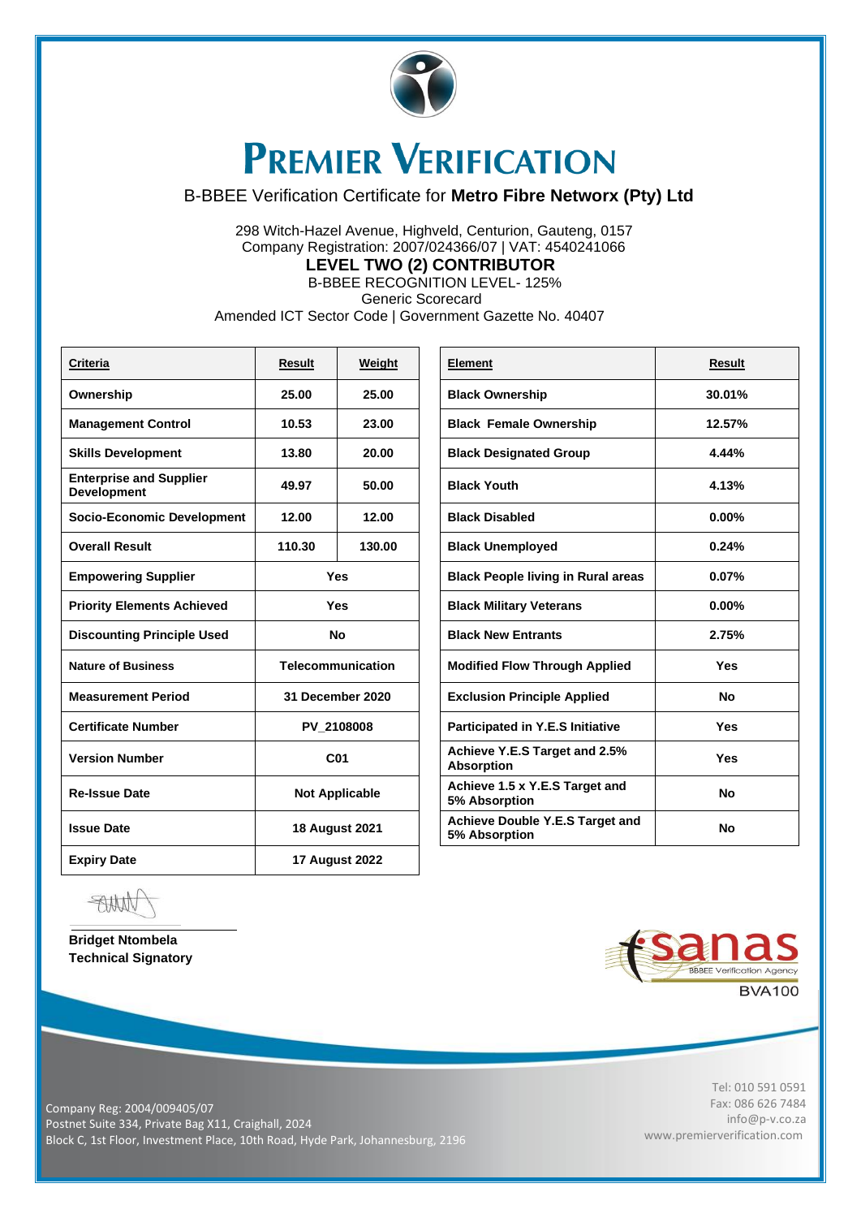# PREMIER VERIFICATION

B-BBEE Verification Certificate for **Metro Fibre Networx (Pty) Ltd**

298 Witch-Hazel Avenue, Highveld, Centurion, Gauteng, 0157
Company Registration: 2007/024366/07 | VAT: 4540241066

**LEVEL TWO (2) CONTRIBUTOR**

B-BBEE RECOGNITION LEVEL- 125%
Generic Scorecard
Amended ICT Sector Code | Government Gazette No. 40407

| Criteria | Result | Weight |
|---|---|---|
| **Ownership** | 25.00 | 25.00 |
| **Management Control** | 10.53 | 23.00 |
| **Skills Development** | 13.80 | 20.00 |
| **Enterprise and Supplier Development** | 49.97 | 50.00 |
| **Socio-Economic Development** | 12.00 | 12.00 |
| **Overall Result** | 110.30 | 130.00 |
| **Empowering Supplier** | Yes | |
| **Priority Elements Achieved** | Yes | |
| **Discounting Principle Used** | No | |
| **Nature of Business** | Telecommunication | |
| **Measurement Period** | 31 December 2020 | |
| **Certificate Number** | PV_2108008 | |
| **Version Number** | C01 | |
| **Re-Issue Date** | Not Applicable | |
| **Issue Date** | 18 August 2021 | |
| **Expiry Date** | 17 August 2022 | |

| Element | Result |
|---|---|
| **Black Ownership** | 30.01% |
| **Black Female Ownership** | 12.57% |
| **Black Designated Group** | 4.44% |
| **Black Youth** | 4.13% |
| **Black Disabled** | 0.00% |
| **Black Unemployed** | 0.24% |
| **Black People living in Rural areas** | 0.07% |
| **Black Military Veterans** | 0.00% |
| **Black New Entrants** | 2.75% |
| **Modified Flow Through Applied** | Yes |
| **Exclusion Principle Applied** | No |
| **Participated in Y.E.S Initiative** | Yes |
| **Achieve Y.E.S Target and 2.5% Absorption** | Yes |
| **Achieve 1.5 x Y.E.S Target and 5% Absorption** | No |
| **Achieve Double Y.E.S Target and 5% Absorption** | No |

**Bridget Ntombela**
**Technical Signatory**

sanas BBBEE Verification Agency
BVA100

Company Reg: 2004/009405/07
Postnet Suite 334, Private Bag X11, Craighall, 2024
Block C, 1st Floor, Investment Place, 10th Road, Hyde Park, Johannesburg, 2196

Tel: 010 591 0591
Fax: 086 626 7484
info@p-v.co.za
www.premierverification.com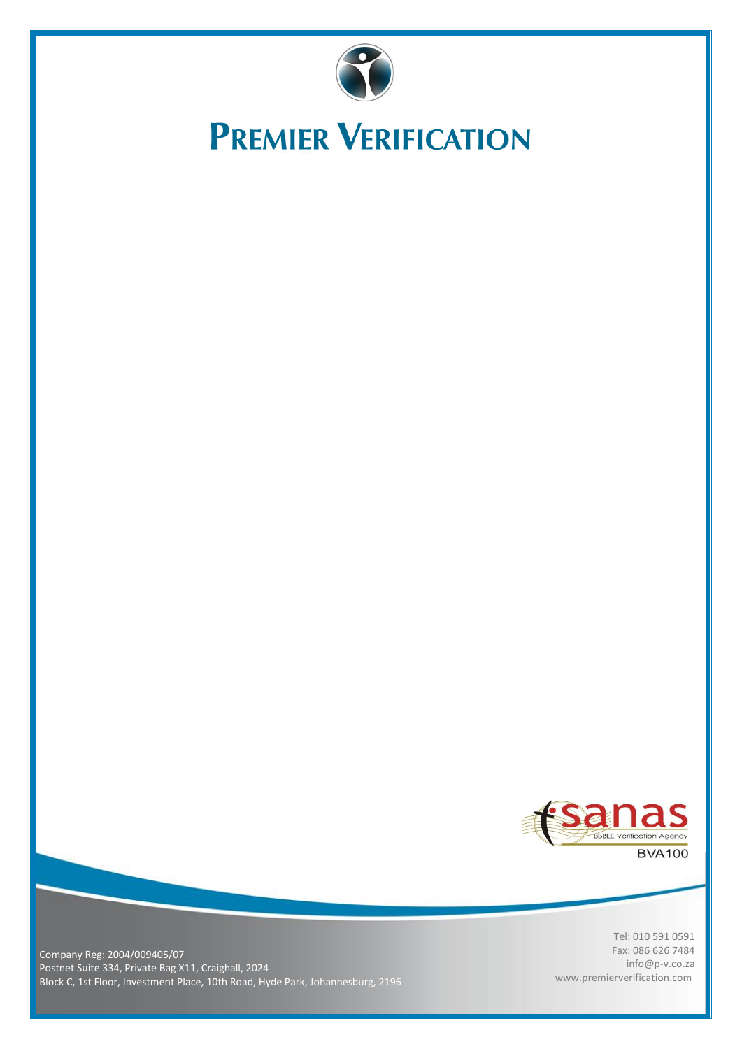# PREMIER VERIFICATION

sanas
BBBEE Verification Agency
BVA100

Company Reg: 2004/009405/07
Postnet Suite 334, Private Bag X11, Craighall, 2024
Block C, 1st Floor, Investment Place, 10th Road, Hyde Park, Johannesburg, 2196

Tel: 010 591 0591
Fax: 086 626 7484
info@p-v.co.za
www.premierverification.com